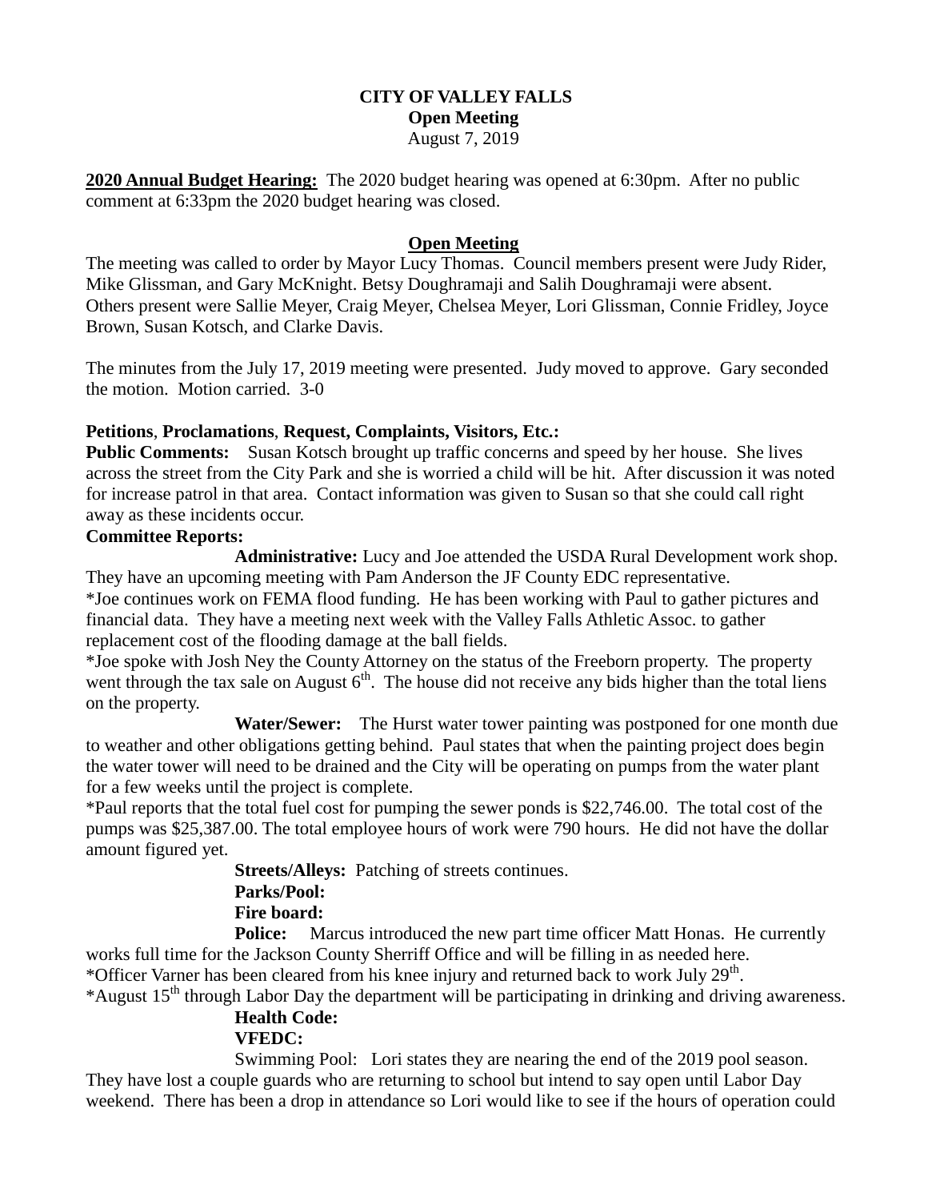**CITY OF VALLEY FALLS**
**Open Meeting**
August 7, 2019

**2020 Annual Budget Hearing:** The 2020 budget hearing was opened at 6:30pm. After no public comment at 6:33pm the 2020 budget hearing was closed.

**Open Meeting**

The meeting was called to order by Mayor Lucy Thomas. Council members present were Judy Rider, Mike Glissman, and Gary McKnight. Betsy Doughramaji and Salih Doughramaji were absent. Others present were Sallie Meyer, Craig Meyer, Chelsea Meyer, Lori Glissman, Connie Fridley, Joyce Brown, Susan Kotsch, and Clarke Davis.

The minutes from the July 17, 2019 meeting were presented. Judy moved to approve. Gary seconded the motion. Motion carried. 3-0

**Petitions, Proclamations, Request, Complaints, Visitors, Etc.:**

**Public Comments:** Susan Kotsch brought up traffic concerns and speed by her house. She lives across the street from the City Park and she is worried a child will be hit. After discussion it was noted for increase patrol in that area. Contact information was given to Susan so that she could call right away as these incidents occur.

**Committee Reports:**

**Administrative:** Lucy and Joe attended the USDA Rural Development work shop. They have an upcoming meeting with Pam Anderson the JF County EDC representative.

*Joe continues work on FEMA flood funding. He has been working with Paul to gather pictures and financial data. They have a meeting next week with the Valley Falls Athletic Assoc. to gather replacement cost of the flooding damage at the ball fields.

*Joe spoke with Josh Ney the County Attorney on the status of the Freeborn property. The property went through the tax sale on August 6th. The house did not receive any bids higher than the total liens on the property.

**Water/Sewer:** The Hurst water tower painting was postponed for one month due to weather and other obligations getting behind. Paul states that when the painting project does begin the water tower will need to be drained and the City will be operating on pumps from the water plant for a few weeks until the project is complete.

*Paul reports that the total fuel cost for pumping the sewer ponds is $22,746.00. The total cost of the pumps was $25,387.00. The total employee hours of work were 790 hours. He did not have the dollar amount figured yet.

**Streets/Alleys:** Patching of streets continues.

**Parks/Pool:**

**Fire board:**

**Police:** Marcus introduced the new part time officer Matt Honas. He currently works full time for the Jackson County Sherriff Office and will be filling in as needed here.

*Officer Varner has been cleared from his knee injury and returned back to work July 29th.

*August 15th through Labor Day the department will be participating in drinking and driving awareness.

**Health Code:**

**VFEDC:**

Swimming Pool: Lori states they are nearing the end of the 2019 pool season. They have lost a couple guards who are returning to school but intend to say open until Labor Day weekend. There has been a drop in attendance so Lori would like to see if the hours of operation could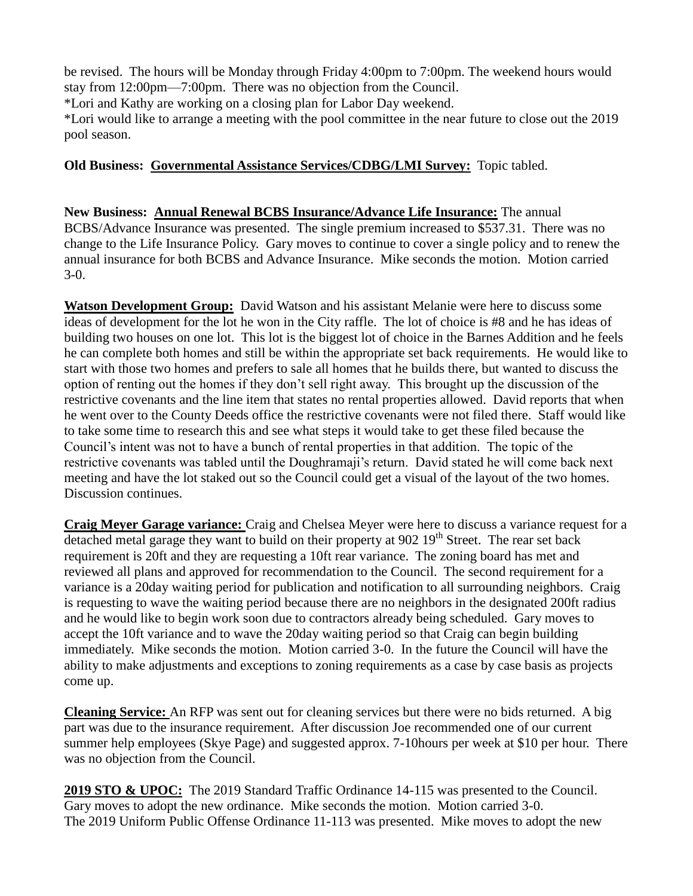be revised. The hours will be Monday through Friday 4:00pm to 7:00pm. The weekend hours would stay from 12:00pm—7:00pm. There was no objection from the Council.

*Lori and Kathy are working on a closing plan for Labor Day weekend.

*Lori would like to arrange a meeting with the pool committee in the near future to close out the 2019 pool season.

**Old Business: Governmental Assistance Services/CDBG/LMI Survey:** Topic tabled.

**New Business: Annual Renewal BCBS Insurance/Advance Life Insurance:** The annual BCBS/Advance Insurance was presented. The single premium increased to $537.31. There was no change to the Life Insurance Policy. Gary moves to continue to cover a single policy and to renew the annual insurance for both BCBS and Advance Insurance. Mike seconds the motion. Motion carried 3-0.

**Watson Development Group:** David Watson and his assistant Melanie were here to discuss some ideas of development for the lot he won in the City raffle. The lot of choice is #8 and he has ideas of building two houses on one lot. This lot is the biggest lot of choice in the Barnes Addition and he feels he can complete both homes and still be within the appropriate set back requirements. He would like to start with those two homes and prefers to sale all homes that he builds there, but wanted to discuss the option of renting out the homes if they don't sell right away. This brought up the discussion of the restrictive covenants and the line item that states no rental properties allowed. David reports that when he went over to the County Deeds office the restrictive covenants were not filed there. Staff would like to take some time to research this and see what steps it would take to get these filed because the Council's intent was not to have a bunch of rental properties in that addition. The topic of the restrictive covenants was tabled until the Doughramaji's return. David stated he will come back next meeting and have the lot staked out so the Council could get a visual of the layout of the two homes. Discussion continues.

**Craig Meyer Garage variance:** Craig and Chelsea Meyer were here to discuss a variance request for a detached metal garage they want to build on their property at 902 19th Street. The rear set back requirement is 20ft and they are requesting a 10ft rear variance. The zoning board has met and reviewed all plans and approved for recommendation to the Council. The second requirement for a variance is a 20day waiting period for publication and notification to all surrounding neighbors. Craig is requesting to wave the waiting period because there are no neighbors in the designated 200ft radius and he would like to begin work soon due to contractors already being scheduled. Gary moves to accept the 10ft variance and to wave the 20day waiting period so that Craig can begin building immediately. Mike seconds the motion. Motion carried 3-0. In the future the Council will have the ability to make adjustments and exceptions to zoning requirements as a case by case basis as projects come up.

**Cleaning Service:** An RFP was sent out for cleaning services but there were no bids returned. A big part was due to the insurance requirement. After discussion Joe recommended one of our current summer help employees (Skye Page) and suggested approx. 7-10hours per week at $10 per hour. There was no objection from the Council.

**2019 STO & UPOC:** The 2019 Standard Traffic Ordinance 14-115 was presented to the Council. Gary moves to adopt the new ordinance. Mike seconds the motion. Motion carried 3-0.

The 2019 Uniform Public Offense Ordinance 11-113 was presented. Mike moves to adopt the new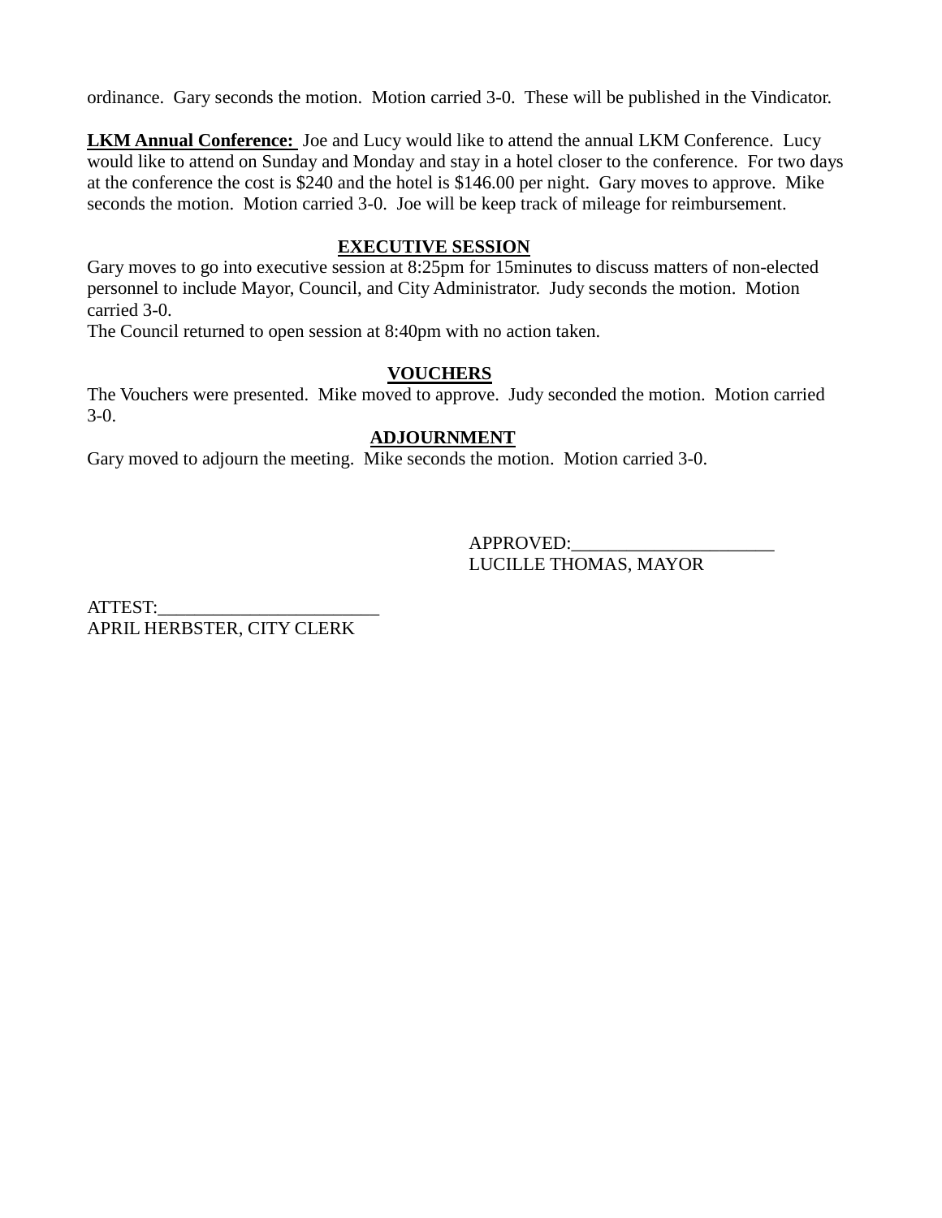ordinance. Gary seconds the motion. Motion carried 3-0. These will be published in the Vindicator.

**LKM Annual Conference:** Joe and Lucy would like to attend the annual LKM Conference. Lucy would like to attend on Sunday and Monday and stay in a hotel closer to the conference. For two days at the conference the cost is $240 and the hotel is $146.00 per night. Gary moves to approve. Mike seconds the motion. Motion carried 3-0. Joe will be keep track of mileage for reimbursement.

## EXECUTIVE SESSION

Gary moves to go into executive session at 8:25pm for 15minutes to discuss matters of non-elected personnel to include Mayor, Council, and City Administrator. Judy seconds the motion. Motion carried 3-0.
The Council returned to open session at 8:40pm with no action taken.

## VOUCHERS

The Vouchers were presented. Mike moved to approve. Judy seconded the motion. Motion carried 3-0.

## ADJOURNMENT

Gary moved to adjourn the meeting. Mike seconds the motion. Motion carried 3-0.

APPROVED:______________________
LUCILLE THOMAS, MAYOR

ATTEST:________________________
APRIL HERBSTER, CITY CLERK